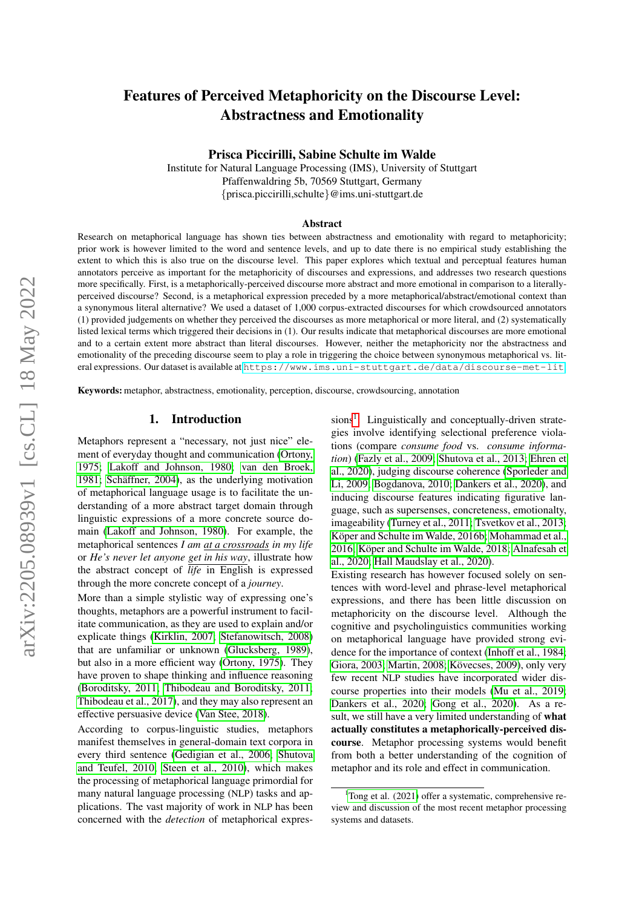# Features of Perceived Metaphoricity on the Discourse Level: Abstractness and Emotionality

**Prisca Piccirilli, Sabine Schulte im Walde**

Institute for Natural Language Processing (IMS), University of Stuttgart
Pfaffenwaldring 5b, 70569 Stuttgart, Germany
{prisca.piccirilli,schulte}@ims.uni-stuttgart.de

### Abstract

Research on metaphorical language has shown ties between abstractness and emotionality with regard to metaphoricity; prior work is however limited to the word and sentence levels, and up to date there is no empirical study establishing the extent to which this is also true on the discourse level. This paper explores which textual and perceptual features human annotators perceive as important for the metaphoricity of discourses and expressions, and addresses two research questions more specifically. First, is a metaphorically-perceived discourse more abstract and more emotional in comparison to a literally-perceived discourse? Second, is a metaphorical expression preceded by a more metaphorical/abstract/emotional context than a synonymous literal alternative? We used a dataset of 1,000 corpus-extracted discourses for which crowdsourced annotators (1) provided judgements on whether they perceived the discourses as more metaphorical or more literal, and (2) systematically listed lexical terms which triggered their decisions in (1). Our results indicate that metaphorical discourses are more emotional and to a certain extent more abstract than literal discourses. However, neither the metaphoricity nor the abstractness and emotionality of the preceding discourse seem to play a role in triggering the choice between synonymous metaphorical vs. literal expressions. Our dataset is available at https://www.ims.uni-stuttgart.de/data/discourse-met-lit.

**Keywords:** metaphor, abstractness, emotionality, perception, discourse, crowdsourcing, annotation

## 1. Introduction

Metaphors represent a "necessary, not just nice" element of everyday thought and communication (Ortony, 1975; Lakoff and Johnson, 1980; van den Broek, 1981; Schäffner, 2004), as the underlying motivation of metaphorical language usage is to facilitate the understanding of a more abstract target domain through linguistic expressions of a more concrete source domain (Lakoff and Johnson, 1980). For example, the metaphorical sentences *I am at a crossroads in my life* or *He's never let anyone get in his way*, illustrate how the abstract concept of *life* in English is expressed through the more concrete concept of a *journey*.

More than a simple stylistic way of expressing one's thoughts, metaphors are a powerful instrument to facilitate communication, as they are used to explain and/or explicate things (Kirklin, 2007; Stefanowitsch, 2008) that are unfamiliar or unknown (Glucksberg, 1989), but also in a more efficient way (Ortony, 1975). They have proven to shape thinking and influence reasoning (Boroditsky, 2011; Thibodeau and Boroditsky, 2011; Thibodeau et al., 2017), and they may also represent an effective persuasive device (Van Stee, 2018).

According to corpus-linguistic studies, metaphors manifest themselves in general-domain text corpora in every third sentence (Gedigian et al., 2006; Shutova and Teufel, 2010; Steen et al., 2010), which makes the processing of metaphorical language primordial for many natural language processing (NLP) tasks and applications. The vast majority of work in NLP has been concerned with the *detection* of metaphorical expressions[1]. Linguistically and conceptually-driven strategies involve identifying selectional preference violations (compare *consume food* vs. *consume information*) (Fazly et al., 2009; Shutova et al., 2013; Ehren et al., 2020), judging discourse coherence (Sporleder and Li, 2009; Bogdanova, 2010; Dankers et al., 2020), and inducing discourse features indicating figurative language, such as supersenses, concreteness, emotionality, imageability (Turney et al., 2011; Tsvetkov et al., 2013; Köper and Schulte im Walde, 2016b; Mohammad et al., 2016; Köper and Schulte im Walde, 2018; Alnafesah et al., 2020; Hall Maudslay et al., 2020).

Existing research has however focused solely on sentences with word-level and phrase-level metaphorical expressions, and there has been little discussion on metaphoricity on the discourse level. Although the cognitive and psycholinguistics communities working on metaphorical language have provided strong evidence for the importance of context (Inhoff et al., 1984; Giora, 2003; Martin, 2008; Kövecses, 2009), only very few recent NLP studies have incorporated wider discourse properties into their models (Mu et al., 2019; Dankers et al., 2020; Gong et al., 2020). As a result, we still have a very limited understanding of **what actually constitutes a metaphorically-perceived discourse**. Metaphor processing systems would benefit from both a better understanding of the cognition of metaphor and its role and effect in communication.

[1] Tong et al. (2021) offer a systematic, comprehensive review and discussion of the most recent metaphor processing systems and datasets.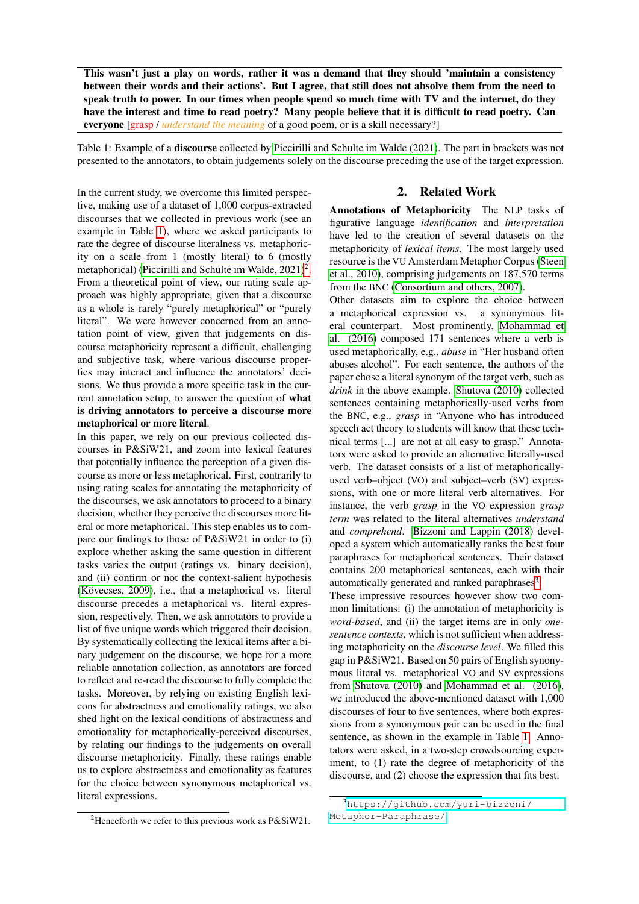**This wasn't just a play on words, rather it was a demand that they should 'maintain a consistency between their words and their actions'. But I agree, that still does not absolve them from the need to speak truth to power. In our times when people spend so much time with TV and the internet, do they have the interest and time to read poetry? Many people believe that it is difficult to read poetry. Can everyone** [grasp / *understand the meaning* of a good poem, or is a skill necessary?]

Table 1: Example of a **discourse** collected by Piccirilli and Schulte im Walde (2021). The part in brackets was not presented to the annotators, to obtain judgements solely on the discourse preceding the use of the target expression.

In the current study, we overcome this limited perspective, making use of a dataset of 1,000 corpus-extracted discourses that we collected in previous work (see an example in Table 1), where we asked participants to rate the degree of discourse literalness vs. metaphoricity on a scale from 1 (mostly literal) to 6 (mostly metaphorical) (Piccirilli and Schulte im Walde, 2021)[2]. From a theoretical point of view, our rating scale approach was highly appropriate, given that a discourse as a whole is rarely "purely metaphorical" or "purely literal". We were however concerned from an annotation point of view, given that judgements on discourse metaphoricity represent a difficult, challenging and subjective task, where various discourse properties may interact and influence the annotators' decisions. We thus provide a more specific task in the current annotation setup, to answer the question of **what is driving annotators to perceive a discourse more metaphorical or more literal**.

In this paper, we rely on our previous collected discourses in P&SiW21, and zoom into lexical features that potentially influence the perception of a given discourse as more or less metaphorical. First, contrarily to using rating scales for annotating the metaphoricity of the discourses, we ask annotators to proceed to a binary decision, whether they perceive the discourses more literal or more metaphorical. This step enables us to compare our findings to those of P&SiW21 in order to (i) explore whether asking the same question in different tasks varies the output (ratings vs. binary decision), and (ii) confirm or not the context-salient hypothesis (Kövecses, 2009), i.e., that a metaphorical vs. literal discourse precedes a metaphorical vs. literal expression, respectively. Then, we ask annotators to provide a list of five unique words which triggered their decision. By systematically collecting the lexical items after a binary judgement on the discourse, we hope for a more reliable annotation collection, as annotators are forced to reflect and re-read the discourse to fully complete the tasks. Moreover, by relying on existing English lexicons for abstractness and emotionality ratings, we also shed light on the lexical conditions of abstractness and emotionality for metaphorically-perceived discourses, by relating our findings to the judgements on overall discourse metaphoricity. Finally, these ratings enable us to explore abstractness and emotionality as features for the choice between synonymous metaphorical vs. literal expressions.

[2] Henceforth we refer to this previous work as P&SiW21.

## 2. Related Work

**Annotations of Metaphoricity** The NLP tasks of figurative language *identification* and *interpretation* have led to the creation of several datasets on the metaphoricity of *lexical items*. The most largely used resource is the VU Amsterdam Metaphor Corpus (Steen et al., 2010), comprising judgements on 187,570 terms from the BNC (Consortium and others, 2007).

Other datasets aim to explore the choice between a metaphorical expression vs. a synonymous literal counterpart. Most prominently, Mohammad et al. (2016) composed 171 sentences where a verb is used metaphorically, e.g., *abuse* in "Her husband often abuses alcohol". For each sentence, the authors of the paper chose a literal synonym of the target verb, such as *drink* in the above example. Shutova (2010) collected sentences containing metaphorically-used verbs from the BNC, e.g., *grasp* in "Anyone who has introduced speech act theory to students will know that these technical terms [...] are not at all easy to grasp." Annotators were asked to provide an alternative literally-used verb. The dataset consists of a list of metaphorically-used verb–object (VO) and subject–verb (SV) expressions, with one or more literal verb alternatives. For instance, the verb *grasp* in the VO expression *grasp term* was related to the literal alternatives *understand* and *comprehend*. Bizzoni and Lappin (2018) developed a system which automatically ranks the best four paraphrases for metaphorical sentences. Their dataset contains 200 metaphorical sentences, each with their automatically generated and ranked paraphrases[3].

These impressive resources however show two common limitations: (i) the annotation of metaphoricity is *word-based*, and (ii) the target items are in only *one-sentence contexts*, which is not sufficient when addressing metaphoricity on the *discourse level*. We filled this gap in P&SiW21. Based on 50 pairs of English synonymous literal vs. metaphorical VO and SV expressions from Shutova (2010) and Mohammad et al. (2016), we introduced the above-mentioned dataset with 1,000 discourses of four to five sentences, where both expressions from a synonymous pair can be used in the final sentence, as shown in the example in Table 1. Annotators were asked, in a two-step crowdsourcing experiment, to (1) rate the degree of metaphoricity of the discourse, and (2) choose the expression that fits best.

[3] https://github.com/yuri-bizzoni/Metaphor-Paraphrase/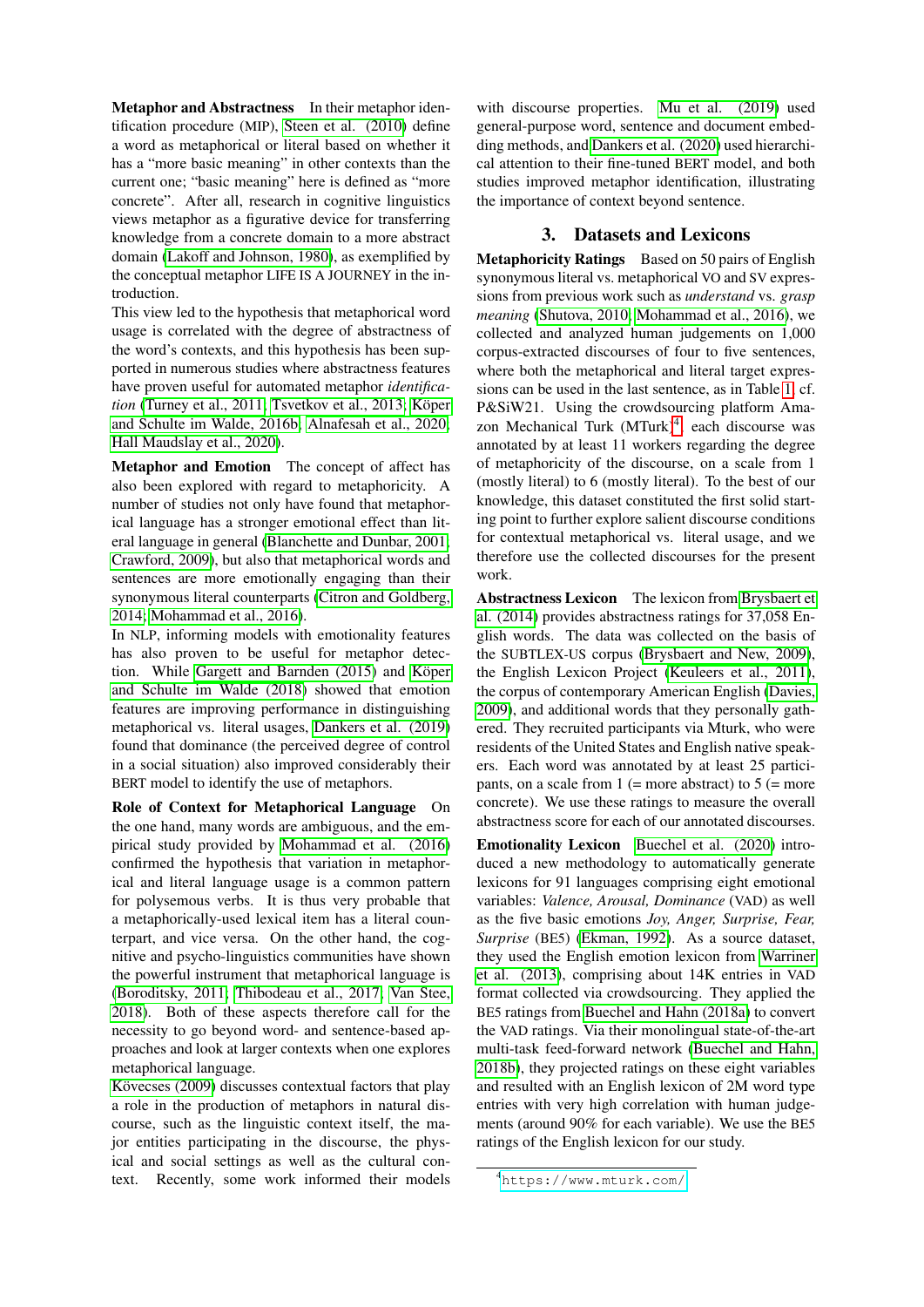**Metaphor and Abstractness** In their metaphor identification procedure (MIP), Steen et al. (2010) define a word as metaphorical or literal based on whether it has a "more basic meaning" in other contexts than the current one; "basic meaning" here is defined as "more concrete". After all, research in cognitive linguistics views metaphor as a figurative device for transferring knowledge from a concrete domain to a more abstract domain (Lakoff and Johnson, 1980), as exemplified by the conceptual metaphor LIFE IS A JOURNEY in the introduction.

This view led to the hypothesis that metaphorical word usage is correlated with the degree of abstractness of the word's contexts, and this hypothesis has been supported in numerous studies where abstractness features have proven useful for automated metaphor *identification* (Turney et al., 2011; Tsvetkov et al., 2013; Köper and Schulte im Walde, 2016b; Alnafesah et al., 2020; Hall Maudslay et al., 2020).

**Metaphor and Emotion** The concept of affect has also been explored with regard to metaphoricity. A number of studies not only have found that metaphorical language has a stronger emotional effect than literal language in general (Blanchette and Dunbar, 2001; Crawford, 2009), but also that metaphorical words and sentences are more emotionally engaging than their synonymous literal counterparts (Citron and Goldberg, 2014; Mohammad et al., 2016).

In NLP, informing models with emotionality features has also proven to be useful for metaphor detection. While Gargett and Barnden (2015) and Köper and Schulte im Walde (2018) showed that emotion features are improving performance in distinguishing metaphorical vs. literal usages, Dankers et al. (2019) found that dominance (the perceived degree of control in a social situation) also improved considerably their BERT model to identify the use of metaphors.

**Role of Context for Metaphorical Language** On the one hand, many words are ambiguous, and the empirical study provided by Mohammad et al. (2016) confirmed the hypothesis that variation in metaphorical and literal language usage is a common pattern for polysemous verbs. It is thus very probable that a metaphorically-used lexical item has a literal counterpart, and vice versa. On the other hand, the cognitive and psycho-linguistics communities have shown the powerful instrument that metaphorical language is (Boroditsky, 2011; Thibodeau et al., 2017; Van Stee, 2018). Both of these aspects therefore call for the necessity to go beyond word- and sentence-based approaches and look at larger contexts when one explores metaphorical language.

Kövecses (2009) discusses contextual factors that play a role in the production of metaphors in natural discourse, such as the linguistic context itself, the major entities participating in the discourse, the physical and social settings as well as the cultural context. Recently, some work informed their models with discourse properties. Mu et al. (2019) used general-purpose word, sentence and document embedding methods, and Dankers et al. (2020) used hierarchical attention to their fine-tuned BERT model, and both studies improved metaphor identification, illustrating the importance of context beyond sentence.

## 3. Datasets and Lexicons

**Metaphoricity Ratings** Based on 50 pairs of English synonymous literal vs. metaphorical VO and SV expressions from previous work such as *understand* vs. *grasp meaning* (Shutova, 2010; Mohammad et al., 2016), we collected and analyzed human judgements on 1,000 corpus-extracted discourses of four to five sentences, where both the metaphorical and literal target expressions can be used in the last sentence, as in Table 1; cf. P&SiW21. Using the crowdsourcing platform Amazon Mechanical Turk (MTurk)[4], each discourse was annotated by at least 11 workers regarding the degree of metaphoricity of the discourse, on a scale from 1 (mostly literal) to 6 (mostly literal). To the best of our knowledge, this dataset constituted the first solid starting point to further explore salient discourse conditions for contextual metaphorical vs. literal usage, and we therefore use the collected discourses for the present work.

**Abstractness Lexicon** The lexicon from Brysbaert et al. (2014) provides abstractness ratings for 37,058 English words. The data was collected on the basis of the SUBTLEX-US corpus (Brysbaert and New, 2009), the English Lexicon Project (Keuleers et al., 2011), the corpus of contemporary American English (Davies, 2009), and additional words that they personally gathered. They recruited participants via Mturk, who were residents of the United States and English native speakers. Each word was annotated by at least 25 participants, on a scale from 1 (= more abstract) to 5 (= more concrete). We use these ratings to measure the overall abstractness score for each of our annotated discourses.

**Emotionality Lexicon** Buechel et al. (2020) introduced a new methodology to automatically generate lexicons for 91 languages comprising eight emotional variables: *Valence, Arousal, Dominance* (VAD) as well as the five basic emotions *Joy, Anger, Surprise, Fear, Surprise* (BE5) (Ekman, 1992). As a source dataset, they used the English emotion lexicon from Warriner et al. (2013), comprising about 14K entries in VAD format collected via crowdsourcing. They applied the BE5 ratings from Buechel and Hahn (2018a) to convert the VAD ratings. Via their monolingual state-of-the-art multi-task feed-forward network (Buechel and Hahn, 2018b), they projected ratings on these eight variables and resulted with an English lexicon of 2M word type entries with very high correlation with human judgements (around 90% for each variable). We use the BE5 ratings of the English lexicon for our study.

[4] https://www.mturk.com/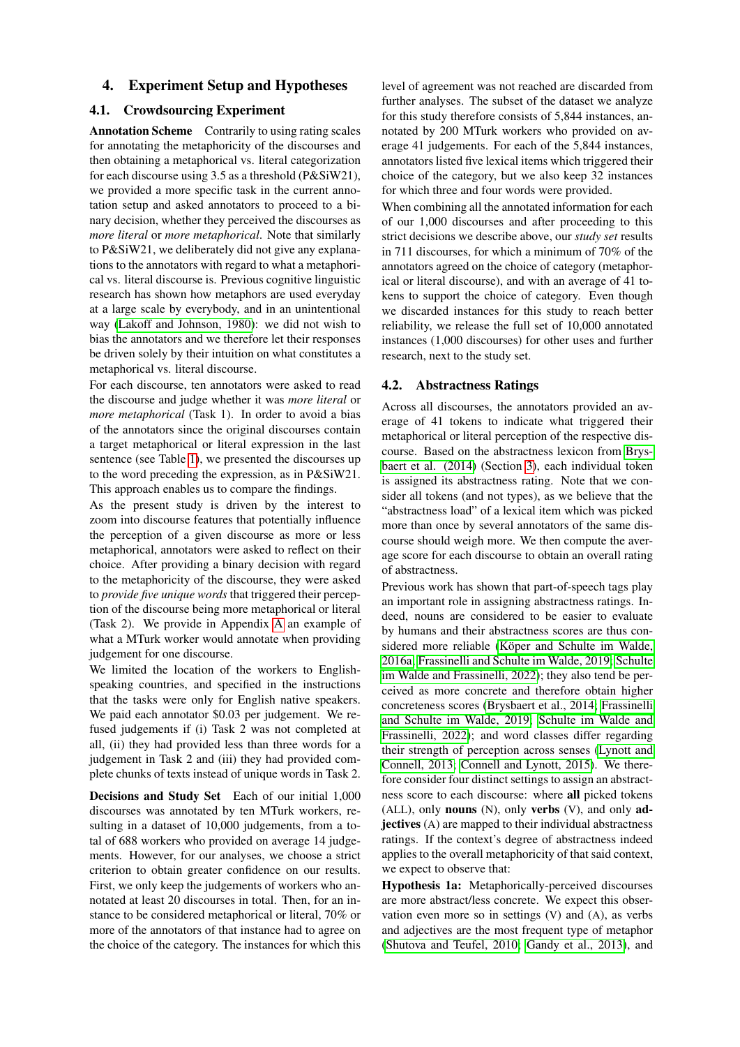# 4. Experiment Setup and Hypotheses

## 4.1. Crowdsourcing Experiment

**Annotation Scheme** Contrarily to using rating scales for annotating the metaphoricity of the discourses and then obtaining a metaphorical vs. literal categorization for each discourse using 3.5 as a threshold (P&SiW21), we provided a more specific task in the current annotation setup and asked annotators to proceed to a binary decision, whether they perceived the discourses as *more literal* or *more metaphorical*. Note that similarly to P&SiW21, we deliberately did not give any explanations to the annotators with regard to what a metaphorical vs. literal discourse is. Previous cognitive linguistic research has shown how metaphors are used everyday at a large scale by everybody, and in an unintentional way (Lakoff and Johnson, 1980): we did not wish to bias the annotators and we therefore let their responses be driven solely by their intuition on what constitutes a metaphorical vs. literal discourse.

For each discourse, ten annotators were asked to read the discourse and judge whether it was *more literal* or *more metaphorical* (Task 1). In order to avoid a bias of the annotators since the original discourses contain a target metaphorical or literal expression in the last sentence (see Table 1), we presented the discourses up to the word preceding the expression, as in P&SiW21. This approach enables us to compare the findings.

As the present study is driven by the interest to zoom into discourse features that potentially influence the perception of a given discourse as more or less metaphorical, annotators were asked to reflect on their choice. After providing a binary decision with regard to the metaphoricity of the discourse, they were asked to *provide five unique words* that triggered their perception of the discourse being more metaphorical or literal (Task 2). We provide in Appendix A an example of what a MTurk worker would annotate when providing judgement for one discourse.

We limited the location of the workers to English-speaking countries, and specified in the instructions that the tasks were only for English native speakers. We paid each annotator $0.03 per judgement. We refused judgements if (i) Task 2 was not completed at all, (ii) they had provided less than three words for a judgement in Task 2 and (iii) they had provided complete chunks of texts instead of unique words in Task 2.

**Decisions and Study Set** Each of our initial 1,000 discourses was annotated by ten MTurk workers, resulting in a dataset of 10,000 judgements, from a total of 688 workers who provided on average 14 judgements. However, for our analyses, we choose a strict criterion to obtain greater confidence on our results. First, we only keep the judgements of workers who annotated at least 20 discourses in total. Then, for an instance to be considered metaphorical or literal, 70% or more of the annotators of that instance had to agree on the choice of the category. The instances for which this level of agreement was not reached are discarded from further analyses. The subset of the dataset we analyze for this study therefore consists of 5,844 instances, annotated by 200 MTurk workers who provided on average 41 judgements. For each of the 5,844 instances, annotators listed five lexical items which triggered their choice of the category, but we also keep 32 instances for which three and four words were provided.

When combining all the annotated information for each of our 1,000 discourses and after proceeding to this strict decisions we describe above, our *study set* results in 711 discourses, for which a minimum of 70% of the annotators agreed on the choice of category (metaphorical or literal discourse), and with an average of 41 tokens to support the choice of category. Even though we discarded instances for this study to reach better reliability, we release the full set of 10,000 annotated instances (1,000 discourses) for other uses and further research, next to the study set.

## 4.2. Abstractness Ratings

Across all discourses, the annotators provided an average of 41 tokens to indicate what triggered their metaphorical or literal perception of the respective discourse. Based on the abstractness lexicon from Brysbaert et al. (2014) (Section 3), each individual token is assigned its abstractness rating. Note that we consider all tokens (and not types), as we believe that the "abstractness load" of a lexical item which was picked more than once by several annotators of the same discourse should weigh more. We then compute the average score for each discourse to obtain an overall rating of abstractness.

Previous work has shown that part-of-speech tags play an important role in assigning abstractness ratings. Indeed, nouns are considered to be easier to evaluate by humans and their abstractness scores are thus considered more reliable (Köper and Schulte im Walde, 2016a; Frassinelli and Schulte im Walde, 2019; Schulte im Walde and Frassinelli, 2022); they also tend be perceived as more concrete and therefore obtain higher concreteness scores (Brysbaert et al., 2014; Frassinelli and Schulte im Walde, 2019; Schulte im Walde and Frassinelli, 2022); and word classes differ regarding their strength of perception across senses (Lynott and Connell, 2013; Connell and Lynott, 2015). We therefore consider four distinct settings to assign an abstractness score to each discourse: where **all** picked tokens (ALL), only **nouns** (N), only **verbs** (V), and only **adjectives** (A) are mapped to their individual abstractness ratings. If the context's degree of abstractness indeed applies to the overall metaphoricity of that said context, we expect to observe that:

**Hypothesis 1a:** Metaphorically-perceived discourses are more abstract/less concrete. We expect this observation even more so in settings (V) and (A), as verbs and adjectives are the most frequent type of metaphor (Shutova and Teufel, 2010; Gandy et al., 2013), and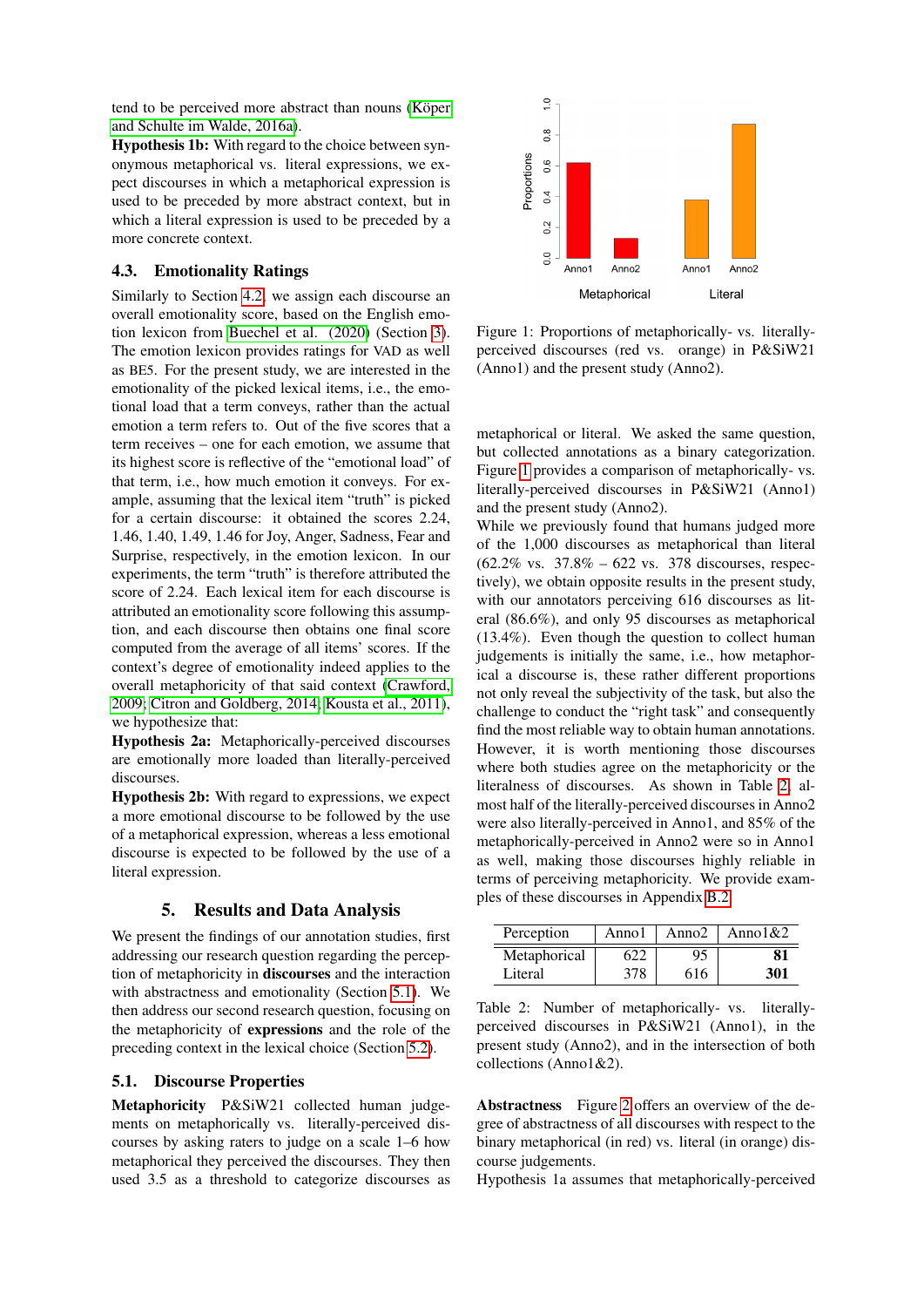tend to be perceived more abstract than nouns (Köper and Schulte im Walde, 2016a).

**Hypothesis 1b:** With regard to the choice between synonymous metaphorical vs. literal expressions, we expect discourses in which a metaphorical expression is used to be preceded by more abstract context, but in which a literal expression is used to be preceded by a more concrete context.

### 4.3. Emotionality Ratings

Similarly to Section 4.2, we assign each discourse an overall emotionality score, based on the English emotion lexicon from Buechel et al. (2020) (Section 3). The emotion lexicon provides ratings for VAD as well as BE5. For the present study, we are interested in the emotionality of the picked lexical items, i.e., the emotional load that a term conveys, rather than the actual emotion a term refers to. Out of the five scores that a term receives – one for each emotion, we assume that its highest score is reflective of the "emotional load" of that term, i.e., how much emotion it conveys. For example, assuming that the lexical item "truth" is picked for a certain discourse: it obtained the scores 2.24, 1.46, 1.40, 1.49, 1.46 for Joy, Anger, Sadness, Fear and Surprise, respectively, in the emotion lexicon. In our experiments, the term "truth" is therefore attributed the score of 2.24. Each lexical item for each discourse is attributed an emotionality score following this assumption, and each discourse then obtains one final score computed from the average of all items' scores. If the context's degree of emotionality indeed applies to the overall metaphoricity of that said context (Crawford, 2009; Citron and Goldberg, 2014; Kousta et al., 2011), we hypothesize that:

**Hypothesis 2a:** Metaphorically-perceived discourses are emotionally more loaded than literally-perceived discourses.

**Hypothesis 2b:** With regard to expressions, we expect a more emotional discourse to be followed by the use of a metaphorical expression, whereas a less emotional discourse is expected to be followed by the use of a literal expression.

## 5. Results and Data Analysis

We present the findings of our annotation studies, first addressing our research question regarding the perception of metaphoricity in **discourses** and the interaction with abstractness and emotionality (Section 5.1). We then address our second research question, focusing on the metaphoricity of **expressions** and the role of the preceding context in the lexical choice (Section 5.2).

### 5.1. Discourse Properties

**Metaphoricity** P&SiW21 collected human judgements on metaphorically vs. literally-perceived discourses by asking raters to judge on a scale 1–6 how metaphorical they perceived the discourses. They then used 3.5 as a threshold to categorize discourses as

1.0
0.8
0.6
0.4
0.2
0.0
Proportions
Anno1 Anno2 Anno1 Anno2
Metaphorical Literal

Figure 1: Proportions of metaphorically- vs. literally-perceived discourses (red vs. orange) in P&SiW21 (Anno1) and the present study (Anno2).

metaphorical or literal. We asked the same question, but collected annotations as a binary categorization. Figure 1 provides a comparison of metaphorically- vs. literally-perceived discourses in P&SiW21 (Anno1) and the present study (Anno2).

While we previously found that humans judged more of the 1,000 discourses as metaphorical than literal (62.2% vs. 37.8% – 622 vs. 378 discourses, respectively), we obtain opposite results in the present study, with our annotators perceiving 616 discourses as literal (86.6%), and only 95 discourses as metaphorical (13.4%). Even though the question to collect human judgements is initially the same, i.e., how metaphorical a discourse is, these rather different proportions not only reveal the subjectivity of the task, but also the challenge to conduct the "right task" and consequently find the most reliable way to obtain human annotations.

However, it is worth mentioning those discourses where both studies agree on the metaphoricity or the literalness of discourses. As shown in Table 2, almost half of the literally-perceived discourses in Anno2 were also literally-perceived in Anno1, and 85% of the metaphorically-perceived in Anno2 were so in Anno1 as well, making those discourses highly reliable in terms of perceiving metaphoricity. We provide examples of these discourses in Appendix B.2.

| Perception | Anno1 | Anno2 | Anno1&2 |
|---|---|---|---|
| Metaphorical | 622 | 95 | **81** |
| Literal | 378 | 616 | **301** |

Table 2: Number of metaphorically- vs. literally-perceived discourses in P&SiW21 (Anno1), in the present study (Anno2), and in the intersection of both collections (Anno1&2).

**Abstractness** Figure 2 offers an overview of the degree of abstractness of all discourses with respect to the binary metaphorical (in red) vs. literal (in orange) discourse judgements.

Hypothesis 1a assumes that metaphorically-perceived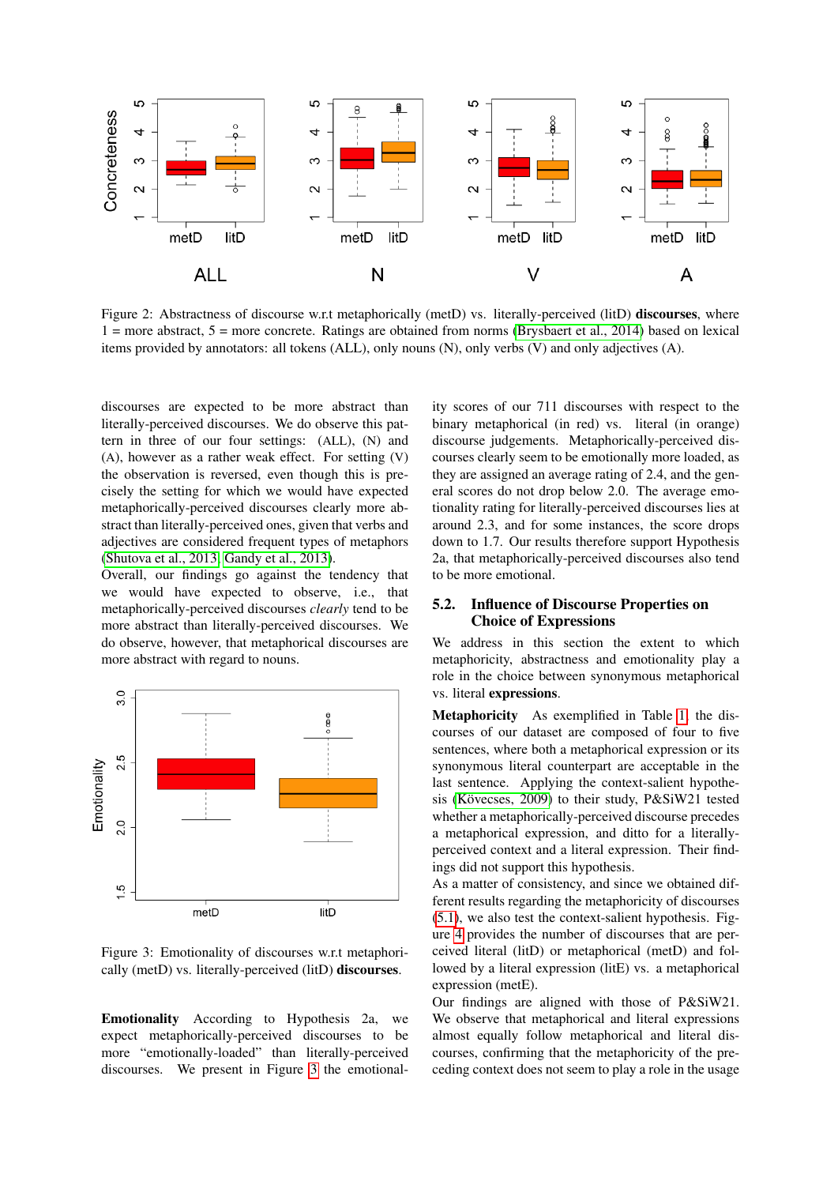Concreteness

5
4
3
2
1

metD litD

ALL

metD litD

N

metD litD

V

metD litD

A

Figure 2: Abstractness of discourse w.r.t metaphorically (metD) vs. literally-perceived (litD) **discourses**, where 1 = more abstract, 5 = more concrete. Ratings are obtained from norms (Brysbaert et al., 2014) based on lexical items provided by annotators: all tokens (ALL), only nouns (N), only verbs (V) and only adjectives (A).

discourses are expected to be more abstract than literally-perceived discourses. We do observe this pattern in three of our four settings: (ALL), (N) and (A), however as a rather weak effect. For setting (V) the observation is reversed, even though this is precisely the setting for which we would have expected metaphorically-perceived discourses clearly more abstract than literally-perceived ones, given that verbs and adjectives are considered frequent types of metaphors (Shutova et al., 2013; Gandy et al., 2013).

Overall, our findings go against the tendency that we would have expected to observe, i.e., that metaphorically-perceived discourses *clearly* tend to be more abstract than literally-perceived discourses. We do observe, however, that metaphorical discourses are more abstract with regard to nouns.

Emotionality

3.0
2.5
2.0
1.5

metD litD

Figure 3: Emotionality of discourses w.r.t metaphorically (metD) vs. literally-perceived (litD) **discourses**.

**Emotionality** According to Hypothesis 2a, we expect metaphorically-perceived discourses to be more "emotionally-loaded" than literally-perceived discourses. We present in Figure 3 the emotionality scores of our 711 discourses with respect to the binary metaphorical (in red) vs. literal (in orange) discourse judgements. Metaphorically-perceived discourses clearly seem to be emotionally more loaded, as they are assigned an average rating of 2.4, and the general scores do not drop below 2.0. The average emotionality rating for literally-perceived discourses lies at around 2.3, and for some instances, the score drops down to 1.7. Our results therefore support Hypothesis 2a, that metaphorically-perceived discourses also tend to be more emotional.

## 5.2. Influence of Discourse Properties on Choice of Expressions

We address in this section the extent to which metaphoricity, abstractness and emotionality play a role in the choice between synonymous metaphorical vs. literal **expressions**.

**Metaphoricity** As exemplified in Table 1, the discourses of our dataset are composed of four to five sentences, where both a metaphorical expression or its synonymous literal counterpart are acceptable in the last sentence. Applying the context-salient hypothesis (Kövecses, 2009) to their study, P&SiW21 tested whether a metaphorically-perceived discourse precedes a metaphorical expression, and ditto for a literally-perceived context and a literal expression. Their findings did not support this hypothesis.

As a matter of consistency, and since we obtained different results regarding the metaphoricity of discourses (5.1), we also test the context-salient hypothesis. Figure 4 provides the number of discourses that are perceived literal (litD) or metaphorical (metD) and followed by a literal expression (litE) vs. a metaphorical expression (metE).

Our findings are aligned with those of P&SiW21. We observe that metaphorical and literal expressions almost equally follow metaphorical and literal discourses, confirming that the metaphoricity of the preceding context does not seem to play a role in the usage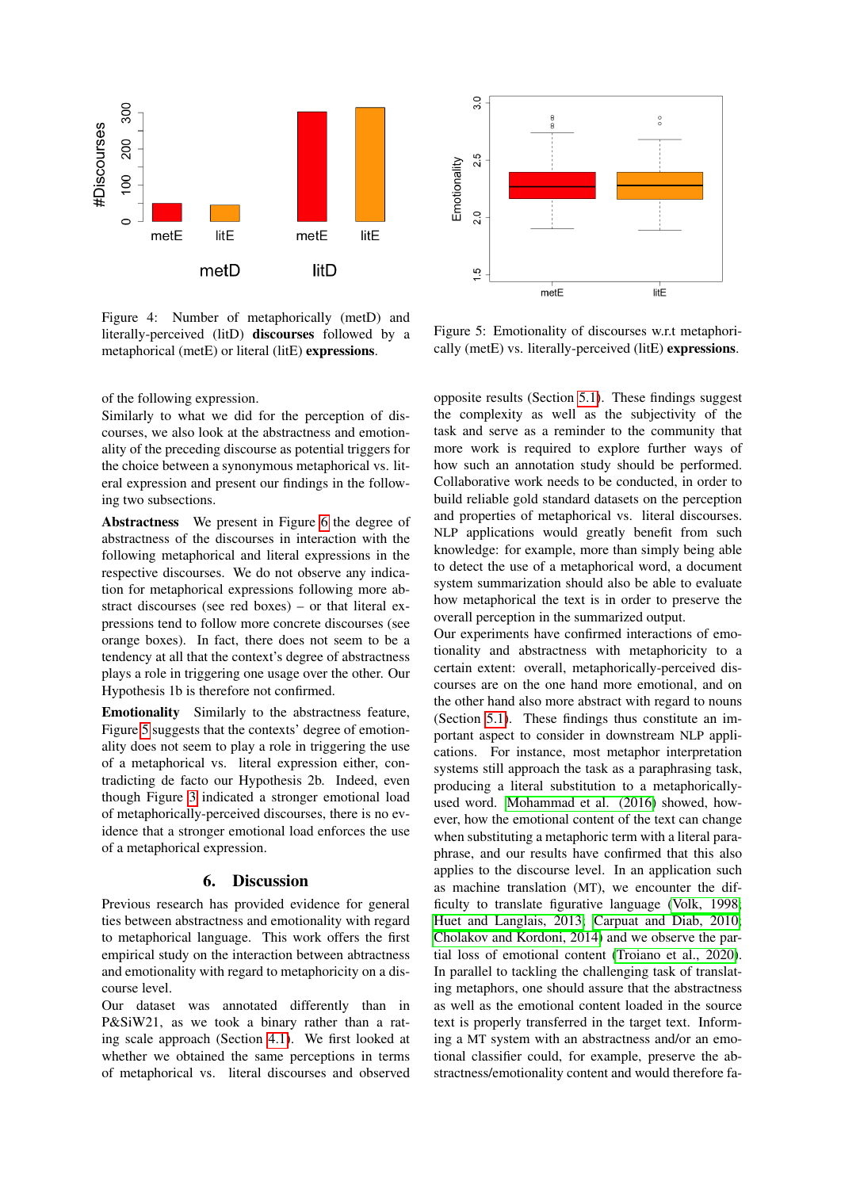#Discourses

0 100 200 300

metE litE metE litE

metD litD

Figure 4: Number of metaphorically (metD) and literally-perceived (litD) **discourses** followed by a metaphorical (metE) or literal (litE) **expressions**.

Emotionality

1.5 2.0 2.5 3.0

metE litE

Figure 5: Emotionality of discourses w.r.t metaphorically (metE) vs. literally-perceived (litE) **expressions**.

of the following expression.

Similarly to what we did for the perception of discourses, we also look at the abstractness and emotionality of the preceding discourse as potential triggers for the choice between a synonymous metaphorical vs. literal expression and present our findings in the following two subsections.

**Abstractness** We present in Figure 6 the degree of abstractness of the discourses in interaction with the following metaphorical and literal expressions in the respective discourses. We do not observe any indication for metaphorical expressions following more abstract discourses (see red boxes) – or that literal expressions tend to follow more concrete discourses (see orange boxes). In fact, there does not seem to be a tendency at all that the context's degree of abstractness plays a role in triggering one usage over the other. Our Hypothesis 1b is therefore not confirmed.

**Emotionality** Similarly to the abstractness feature, Figure 5 suggests that the contexts' degree of emotionality does not seem to play a role in triggering the use of a metaphorical vs. literal expression either, contradicting de facto our Hypothesis 2b. Indeed, even though Figure 3 indicated a stronger emotional load of metaphorically-perceived discourses, there is no evidence that a stronger emotional load enforces the use of a metaphorical expression.

## 6. Discussion

Previous research has provided evidence for general ties between abstractness and emotionality with regard to metaphorical language. This work offers the first empirical study on the interaction between abtractness and emotionality with regard to metaphoricity on a discourse level.

Our dataset was annotated differently than in P&SiW21, as we took a binary rather than a rating scale approach (Section 4.1). We first looked at whether we obtained the same perceptions in terms of metaphorical vs. literal discourses and observed opposite results (Section 5.1). These findings suggest the complexity as well as the subjectivity of the task and serve as a reminder to the community that more work is required to explore further ways of how such an annotation study should be performed. Collaborative work needs to be conducted, in order to build reliable gold standard datasets on the perception and properties of metaphorical vs. literal discourses. NLP applications would greatly benefit from such knowledge: for example, more than simply being able to detect the use of a metaphorical word, a document system summarization should also be able to evaluate how metaphorical the text is in order to preserve the overall perception in the summarized output.

Our experiments have confirmed interactions of emotionality and abstractness with metaphoricity to a certain extent: overall, metaphorically-perceived discourses are on the one hand more emotional, and on the other hand also more abstract with regard to nouns (Section 5.1). These findings thus constitute an important aspect to consider in downstream NLP applications. For instance, most metaphor interpretation systems still approach the task as a paraphrasing task, producing a literal substitution to a metaphorically-used word. Mohammad et al. (2016) showed, however, how the emotional content of the text can change when substituting a metaphoric term with a literal paraphrase, and our results have confirmed that this also applies to the discourse level. In an application such as machine translation (MT), we encounter the difficulty to translate figurative language (Volk, 1998; Huet and Langlais, 2013; Carpuat and Diab, 2010; Cholakov and Kordoni, 2014) and we observe the partial loss of emotional content (Troiano et al., 2020). In parallel to tackling the challenging task of translating metaphors, one should assure that the abstractness as well as the emotional content loaded in the source text is properly transferred in the target text. Informing a MT system with an abstractness and/or an emotional classifier could, for example, preserve the abstractness/emotionality content and would therefore fa-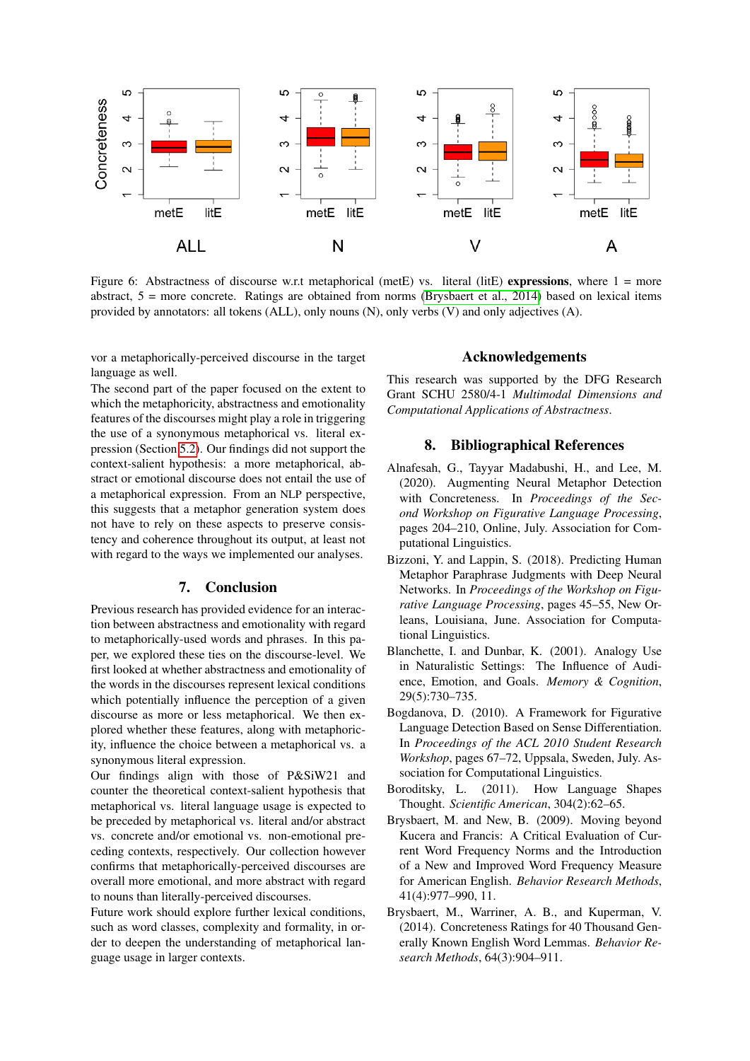Concreteness

1 2 3 4 5

metE litE

ALL

metE litE

N

metE litE

V

metE litE

A

Figure 6: Abstractness of discourse w.r.t metaphorical (metE) vs. literal (litE) **expressions**, where 1 = more abstract, 5 = more concrete. Ratings are obtained from norms (Brysbaert et al., 2014) based on lexical items provided by annotators: all tokens (ALL), only nouns (N), only verbs (V) and only adjectives (A).

vor a metaphorically-perceived discourse in the target language as well.

The second part of the paper focused on the extent to which the metaphoricity, abstractness and emotionality features of the discourses might play a role in triggering the use of a synonymous metaphorical vs. literal expression (Section 5.2). Our findings did not support the context-salient hypothesis: a more metaphorical, abstract or emotional discourse does not entail the use of a metaphorical expression. From an NLP perspective, this suggests that a metaphor generation system does not have to rely on these aspects to preserve consistency and coherence throughout its output, at least not with regard to the ways we implemented our analyses.

## 7. Conclusion

Previous research has provided evidence for an interaction between abstractness and emotionality with regard to metaphorically-used words and phrases. In this paper, we explored these ties on the discourse-level. We first looked at whether abstractness and emotionality of the words in the discourses represent lexical conditions which potentially influence the perception of a given discourse as more or less metaphorical. We then explored whether these features, along with metaphoricity, influence the choice between a metaphorical vs. a synonymous literal expression.

Our findings align with those of P&SiW21 and counter the theoretical context-salient hypothesis that metaphorical vs. literal language usage is expected to be preceded by metaphorical vs. literal and/or abstract vs. concrete and/or emotional vs. non-emotional preceding contexts, respectively. Our collection however confirms that metaphorically-perceived discourses are overall more emotional, and more abstract with regard to nouns than literally-perceived discourses.

Future work should explore further lexical conditions, such as word classes, complexity and formality, in order to deepen the understanding of metaphorical language usage in larger contexts.

## Acknowledgements

This research was supported by the DFG Research Grant SCHU 2580/4-1 *Multimodal Dimensions and Computational Applications of Abstractness*.

## 8. Bibliographical References

Alnafesah, G., Tayyar Madabushi, H., and Lee, M. (2020). Augmenting Neural Metaphor Detection with Concreteness. In *Proceedings of the Second Workshop on Figurative Language Processing*, pages 204–210, Online, July. Association for Computational Linguistics.

Bizzoni, Y. and Lappin, S. (2018). Predicting Human Metaphor Paraphrase Judgments with Deep Neural Networks. In *Proceedings of the Workshop on Figurative Language Processing*, pages 45–55, New Orleans, Louisiana, June. Association for Computational Linguistics.

Blanchette, I. and Dunbar, K. (2001). Analogy Use in Naturalistic Settings: The Influence of Audience, Emotion, and Goals. *Memory & Cognition*, 29(5):730–735.

Bogdanova, D. (2010). A Framework for Figurative Language Detection Based on Sense Differentiation. In *Proceedings of the ACL 2010 Student Research Workshop*, pages 67–72, Uppsala, Sweden, July. Association for Computational Linguistics.

Boroditsky, L. (2011). How Language Shapes Thought. *Scientific American*, 304(2):62–65.

Brysbaert, M. and New, B. (2009). Moving beyond Kucera and Francis: A Critical Evaluation of Current Word Frequency Norms and the Introduction of a New and Improved Word Frequency Measure for American English. *Behavior Research Methods*, 41(4):977–990, 11.

Brysbaert, M., Warriner, A. B., and Kuperman, V. (2014). Concreteness Ratings for 40 Thousand Generally Known English Word Lemmas. *Behavior Research Methods*, 64(3):904–911.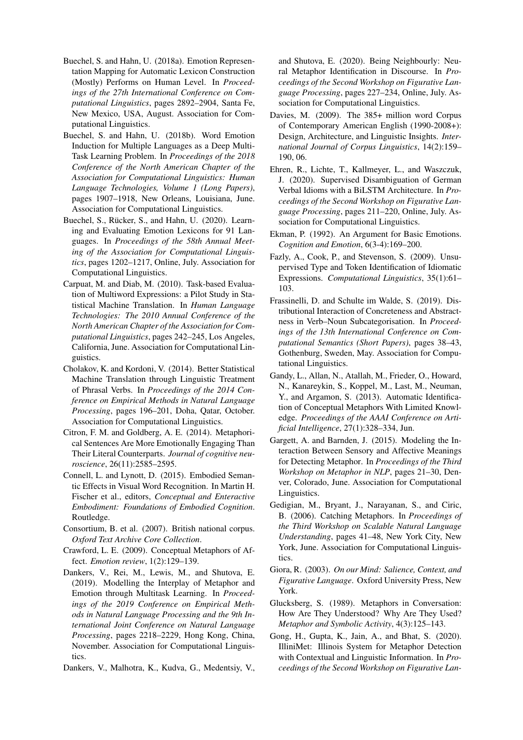Buechel, S. and Hahn, U. (2018a). Emotion Representation Mapping for Automatic Lexicon Construction (Mostly) Performs on Human Level. In *Proceedings of the 27th International Conference on Computational Linguistics*, pages 2892–2904, Santa Fe, New Mexico, USA, August. Association for Computational Linguistics.

Buechel, S. and Hahn, U. (2018b). Word Emotion Induction for Multiple Languages as a Deep Multi-Task Learning Problem. In *Proceedings of the 2018 Conference of the North American Chapter of the Association for Computational Linguistics: Human Language Technologies, Volume 1 (Long Papers)*, pages 1907–1918, New Orleans, Louisiana, June. Association for Computational Linguistics.

Buechel, S., Rücker, S., and Hahn, U. (2020). Learning and Evaluating Emotion Lexicons for 91 Languages. In *Proceedings of the 58th Annual Meeting of the Association for Computational Linguistics*, pages 1202–1217, Online, July. Association for Computational Linguistics.

Carpuat, M. and Diab, M. (2010). Task-based Evaluation of Multiword Expressions: a Pilot Study in Statistical Machine Translation. In *Human Language Technologies: The 2010 Annual Conference of the North American Chapter of the Association for Computational Linguistics*, pages 242–245, Los Angeles, California, June. Association for Computational Linguistics.

Cholakov, K. and Kordoni, V. (2014). Better Statistical Machine Translation through Linguistic Treatment of Phrasal Verbs. In *Proceedings of the 2014 Conference on Empirical Methods in Natural Language Processing*, pages 196–201, Doha, Qatar, October. Association for Computational Linguistics.

Citron, F. M. and Goldberg, A. E. (2014). Metaphorical Sentences Are More Emotionally Engaging Than Their Literal Counterparts. *Journal of cognitive neuroscience*, 26(11):2585–2595.

Connell, L. and Lynott, D. (2015). Embodied Semantic Effects in Visual Word Recognition. In Martin H. Fischer et al., editors, *Conceptual and Enteractive Embodiment: Foundations of Embodied Cognition*. Routledge.

Consortium, B. et al. (2007). British national corpus. *Oxford Text Archive Core Collection*.

Crawford, L. E. (2009). Conceptual Metaphors of Affect. *Emotion review*, 1(2):129–139.

Dankers, V., Rei, M., Lewis, M., and Shutova, E. (2019). Modelling the Interplay of Metaphor and Emotion through Multitask Learning. In *Proceedings of the 2019 Conference on Empirical Methods in Natural Language Processing and the 9th International Joint Conference on Natural Language Processing*, pages 2218–2229, Hong Kong, China, November. Association for Computational Linguistics.

Dankers, V., Malhotra, K., Kudva, G., Medentsiy, V., and Shutova, E. (2020). Being Neighbourly: Neural Metaphor Identification in Discourse. In *Proceedings of the Second Workshop on Figurative Language Processing*, pages 227–234, Online, July. Association for Computational Linguistics.

Davies, M. (2009). The 385+ million word Corpus of Contemporary American English (1990-2008+): Design, Architecture, and Linguistic Insights. *International Journal of Corpus Linguistics*, 14(2):159–190, 06.

Ehren, R., Lichte, T., Kallmeyer, L., and Waszczuk, J. (2020). Supervised Disambiguation of German Verbal Idioms with a BiLSTM Architecture. In *Proceedings of the Second Workshop on Figurative Language Processing*, pages 211–220, Online, July. Association for Computational Linguistics.

Ekman, P. (1992). An Argument for Basic Emotions. *Cognition and Emotion*, 6(3-4):169–200.

Fazly, A., Cook, P., and Stevenson, S. (2009). Unsupervised Type and Token Identification of Idiomatic Expressions. *Computational Linguistics*, 35(1):61–103.

Frassinelli, D. and Schulte im Walde, S. (2019). Distributional Interaction of Concreteness and Abstractness in Verb–Noun Subcategorisation. In *Proceedings of the 13th International Conference on Computational Semantics (Short Papers)*, pages 38–43, Gothenburg, Sweden, May. Association for Computational Linguistics.

Gandy, L., Allan, N., Atallah, M., Frieder, O., Howard, N., Kanareykin, S., Koppel, M., Last, M., Neuman, Y., and Argamon, S. (2013). Automatic Identification of Conceptual Metaphors With Limited Knowledge. *Proceedings of the AAAI Conference on Artificial Intelligence*, 27(1):328–334, Jun.

Gargett, A. and Barnden, J. (2015). Modeling the Interaction Between Sensory and Affective Meanings for Detecting Metaphor. In *Proceedings of the Third Workshop on Metaphor in NLP*, pages 21–30, Denver, Colorado, June. Association for Computational Linguistics.

Gedigian, M., Bryant, J., Narayanan, S., and Ciric, B. (2006). Catching Metaphors. In *Proceedings of the Third Workshop on Scalable Natural Language Understanding*, pages 41–48, New York City, New York, June. Association for Computational Linguistics.

Giora, R. (2003). *On our Mind: Salience, Context, and Figurative Language*. Oxford University Press, New York.

Glucksberg, S. (1989). Metaphors in Conversation: How Are They Understood? Why Are They Used? *Metaphor and Symbolic Activity*, 4(3):125–143.

Gong, H., Gupta, K., Jain, A., and Bhat, S. (2020). IlliniMet: Illinois System for Metaphor Detection with Contextual and Linguistic Information. In *Proceedings of the Second Workshop on Figurative Lan-*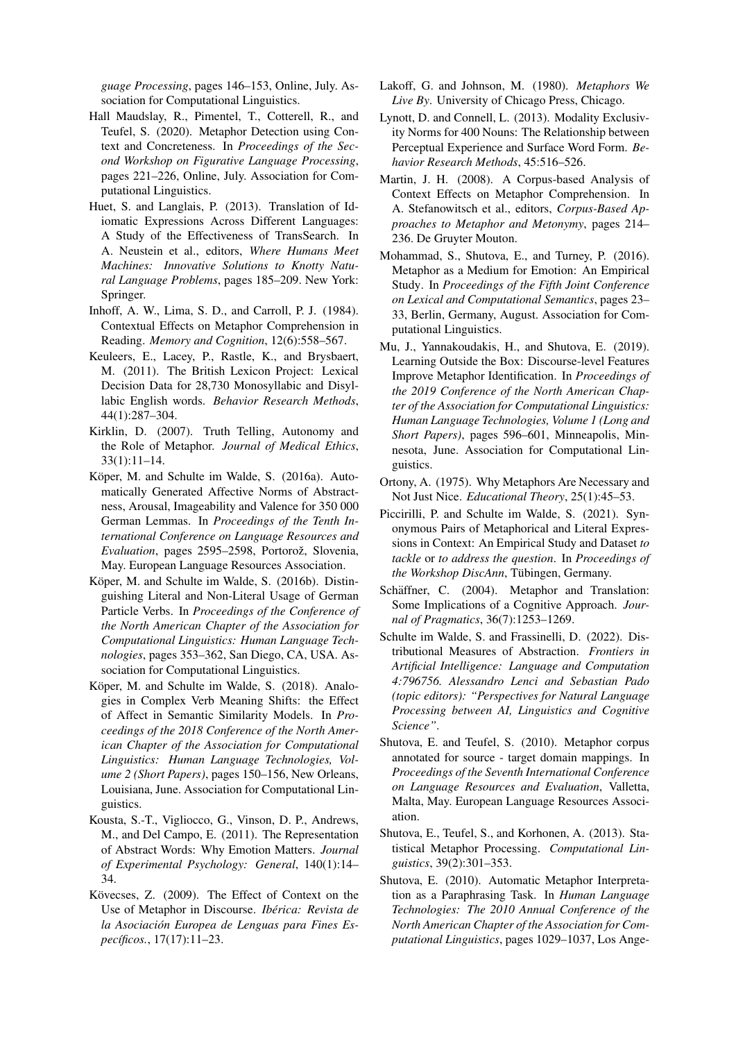*guage Processing*, pages 146–153, Online, July. Association for Computational Linguistics.

Hall Maudslay, R., Pimentel, T., Cotterell, R., and Teufel, S. (2020). Metaphor Detection using Context and Concreteness. In *Proceedings of the Second Workshop on Figurative Language Processing*, pages 221–226, Online, July. Association for Computational Linguistics.

Huet, S. and Langlais, P. (2013). Translation of Idiomatic Expressions Across Different Languages: A Study of the Effectiveness of TransSearch. In A. Neustein et al., editors, *Where Humans Meet Machines: Innovative Solutions to Knotty Natural Language Problems*, pages 185–209. New York: Springer.

Inhoff, A. W., Lima, S. D., and Carroll, P. J. (1984). Contextual Effects on Metaphor Comprehension in Reading. *Memory and Cognition*, 12(6):558–567.

Keuleers, E., Lacey, P., Rastle, K., and Brysbaert, M. (2011). The British Lexicon Project: Lexical Decision Data for 28,730 Monosyllabic and Disyllabic English words. *Behavior Research Methods*, 44(1):287–304.

Kirklin, D. (2007). Truth Telling, Autonomy and the Role of Metaphor. *Journal of Medical Ethics*, 33(1):11–14.

Köper, M. and Schulte im Walde, S. (2016a). Automatically Generated Affective Norms of Abstractness, Arousal, Imageability and Valence for 350 000 German Lemmas. In *Proceedings of the Tenth International Conference on Language Resources and Evaluation*, pages 2595–2598, Portorož, Slovenia, May. European Language Resources Association.

Köper, M. and Schulte im Walde, S. (2016b). Distinguishing Literal and Non-Literal Usage of German Particle Verbs. In *Proceedings of the Conference of the North American Chapter of the Association for Computational Linguistics: Human Language Technologies*, pages 353–362, San Diego, CA, USA. Association for Computational Linguistics.

Köper, M. and Schulte im Walde, S. (2018). Analogies in Complex Verb Meaning Shifts: the Effect of Affect in Semantic Similarity Models. In *Proceedings of the 2018 Conference of the North American Chapter of the Association for Computational Linguistics: Human Language Technologies, Volume 2 (Short Papers)*, pages 150–156, New Orleans, Louisiana, June. Association for Computational Linguistics.

Kousta, S.-T., Vigliocco, G., Vinson, D. P., Andrews, M., and Del Campo, E. (2011). The Representation of Abstract Words: Why Emotion Matters. *Journal of Experimental Psychology: General*, 140(1):14–34.

Kövecses, Z. (2009). The Effect of Context on the Use of Metaphor in Discourse. *Ibérica: Revista de la Asociación Europea de Lenguas para Fines Específicos.*, 17(17):11–23.

Lakoff, G. and Johnson, M. (1980). *Metaphors We Live By*. University of Chicago Press, Chicago.

Lynott, D. and Connell, L. (2013). Modality Exclusivity Norms for 400 Nouns: The Relationship between Perceptual Experience and Surface Word Form. *Behavior Research Methods*, 45:516–526.

Martin, J. H. (2008). A Corpus-based Analysis of Context Effects on Metaphor Comprehension. In A. Stefanowitsch et al., editors, *Corpus-Based Approaches to Metaphor and Metonymy*, pages 214–236. De Gruyter Mouton.

Mohammad, S., Shutova, E., and Turney, P. (2016). Metaphor as a Medium for Emotion: An Empirical Study. In *Proceedings of the Fifth Joint Conference on Lexical and Computational Semantics*, pages 23–33, Berlin, Germany, August. Association for Computational Linguistics.

Mu, J., Yannakoudakis, H., and Shutova, E. (2019). Learning Outside the Box: Discourse-level Features Improve Metaphor Identification. In *Proceedings of the 2019 Conference of the North American Chapter of the Association for Computational Linguistics: Human Language Technologies, Volume 1 (Long and Short Papers)*, pages 596–601, Minneapolis, Minnesota, June. Association for Computational Linguistics.

Ortony, A. (1975). Why Metaphors Are Necessary and Not Just Nice. *Educational Theory*, 25(1):45–53.

Piccirilli, P. and Schulte im Walde, S. (2021). Synonymous Pairs of Metaphorical and Literal Expressions in Context: An Empirical Study and Dataset *to tackle* or *to address the question*. In *Proceedings of the Workshop DiscAnn*, Tübingen, Germany.

Schäffner, C. (2004). Metaphor and Translation: Some Implications of a Cognitive Approach. *Journal of Pragmatics*, 36(7):1253–1269.

Schulte im Walde, S. and Frassinelli, D. (2022). Distributional Measures of Abstraction. *Frontiers in Artificial Intelligence: Language and Computation 4:796756. Alessandro Lenci and Sebastian Pado (topic editors): "Perspectives for Natural Language Processing between AI, Linguistics and Cognitive Science"*.

Shutova, E. and Teufel, S. (2010). Metaphor corpus annotated for source - target domain mappings. In *Proceedings of the Seventh International Conference on Language Resources and Evaluation*, Valletta, Malta, May. European Language Resources Association.

Shutova, E., Teufel, S., and Korhonen, A. (2013). Statistical Metaphor Processing. *Computational Linguistics*, 39(2):301–353.

Shutova, E. (2010). Automatic Metaphor Interpretation as a Paraphrasing Task. In *Human Language Technologies: The 2010 Annual Conference of the North American Chapter of the Association for Computational Linguistics*, pages 1029–1037, Los Ange-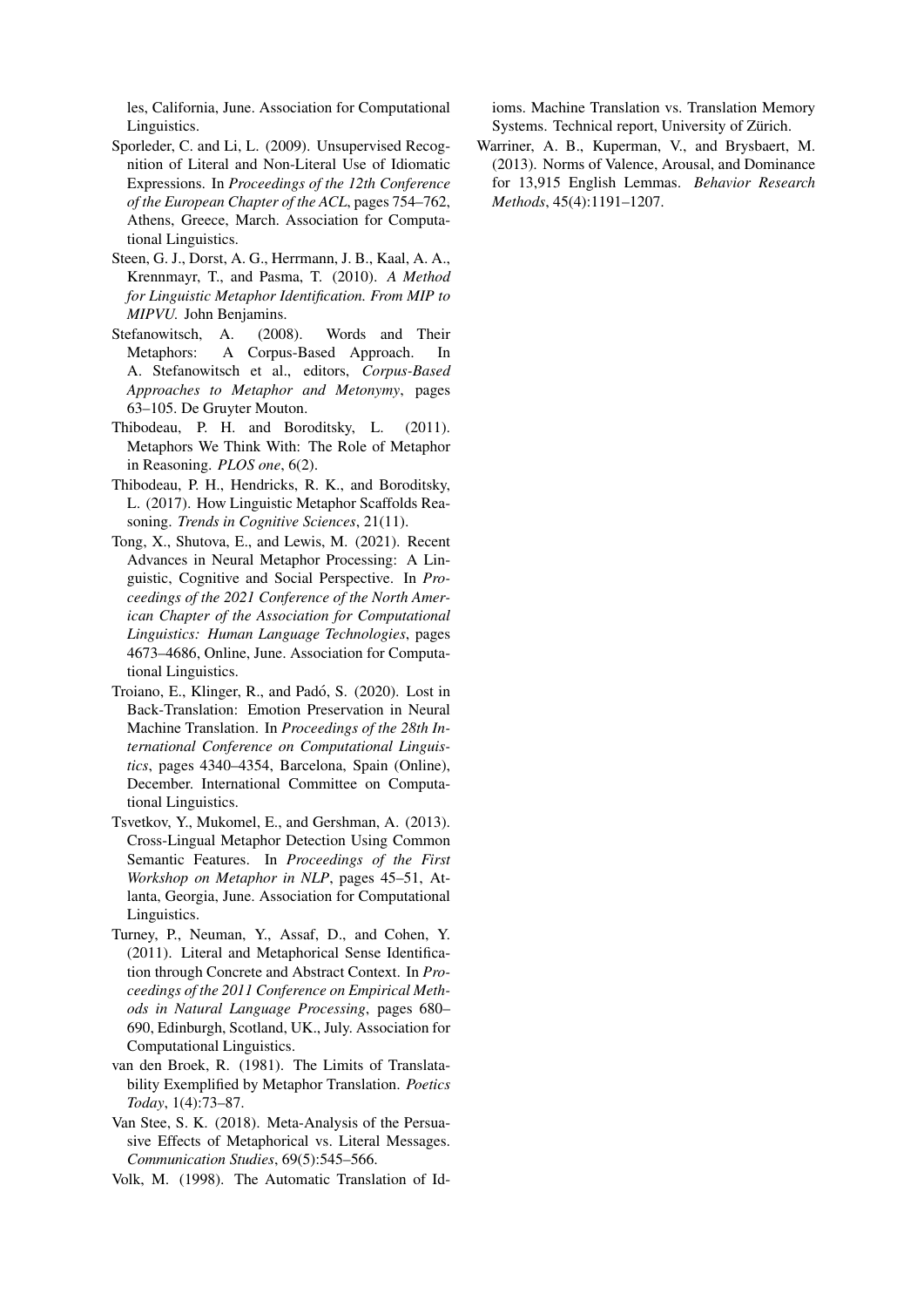les, California, June. Association for Computational Linguistics.

Sporleder, C. and Li, L. (2009). Unsupervised Recognition of Literal and Non-Literal Use of Idiomatic Expressions. In *Proceedings of the 12th Conference of the European Chapter of the ACL*, pages 754–762, Athens, Greece, March. Association for Computational Linguistics.

Steen, G. J., Dorst, A. G., Herrmann, J. B., Kaal, A. A., Krennmayr, T., and Pasma, T. (2010). *A Method for Linguistic Metaphor Identification. From MIP to MIPVU.* John Benjamins.

Stefanowitsch, A. (2008). Words and Their Metaphors: A Corpus-Based Approach. In A. Stefanowitsch et al., editors, *Corpus-Based Approaches to Metaphor and Metonymy*, pages 63–105. De Gruyter Mouton.

Thibodeau, P. H. and Boroditsky, L. (2011). Metaphors We Think With: The Role of Metaphor in Reasoning. *PLOS one*, 6(2).

Thibodeau, P. H., Hendricks, R. K., and Boroditsky, L. (2017). How Linguistic Metaphor Scaffolds Reasoning. *Trends in Cognitive Sciences*, 21(11).

Tong, X., Shutova, E., and Lewis, M. (2021). Recent Advances in Neural Metaphor Processing: A Linguistic, Cognitive and Social Perspective. In *Proceedings of the 2021 Conference of the North American Chapter of the Association for Computational Linguistics: Human Language Technologies*, pages 4673–4686, Online, June. Association for Computational Linguistics.

Troiano, E., Klinger, R., and Padó, S. (2020). Lost in Back-Translation: Emotion Preservation in Neural Machine Translation. In *Proceedings of the 28th International Conference on Computational Linguistics*, pages 4340–4354, Barcelona, Spain (Online), December. International Committee on Computational Linguistics.

Tsvetkov, Y., Mukomel, E., and Gershman, A. (2013). Cross-Lingual Metaphor Detection Using Common Semantic Features. In *Proceedings of the First Workshop on Metaphor in NLP*, pages 45–51, Atlanta, Georgia, June. Association for Computational Linguistics.

Turney, P., Neuman, Y., Assaf, D., and Cohen, Y. (2011). Literal and Metaphorical Sense Identification through Concrete and Abstract Context. In *Proceedings of the 2011 Conference on Empirical Methods in Natural Language Processing*, pages 680–690, Edinburgh, Scotland, UK., July. Association for Computational Linguistics.

van den Broek, R. (1981). The Limits of Translatability Exemplified by Metaphor Translation. *Poetics Today*, 1(4):73–87.

Van Stee, S. K. (2018). Meta-Analysis of the Persuasive Effects of Metaphorical vs. Literal Messages. *Communication Studies*, 69(5):545–566.

Volk, M. (1998). The Automatic Translation of Idioms. Machine Translation vs. Translation Memory Systems. Technical report, University of Zürich.

Warriner, A. B., Kuperman, V., and Brysbaert, M. (2013). Norms of Valence, Arousal, and Dominance for 13,915 English Lemmas. *Behavior Research Methods*, 45(4):1191–1207.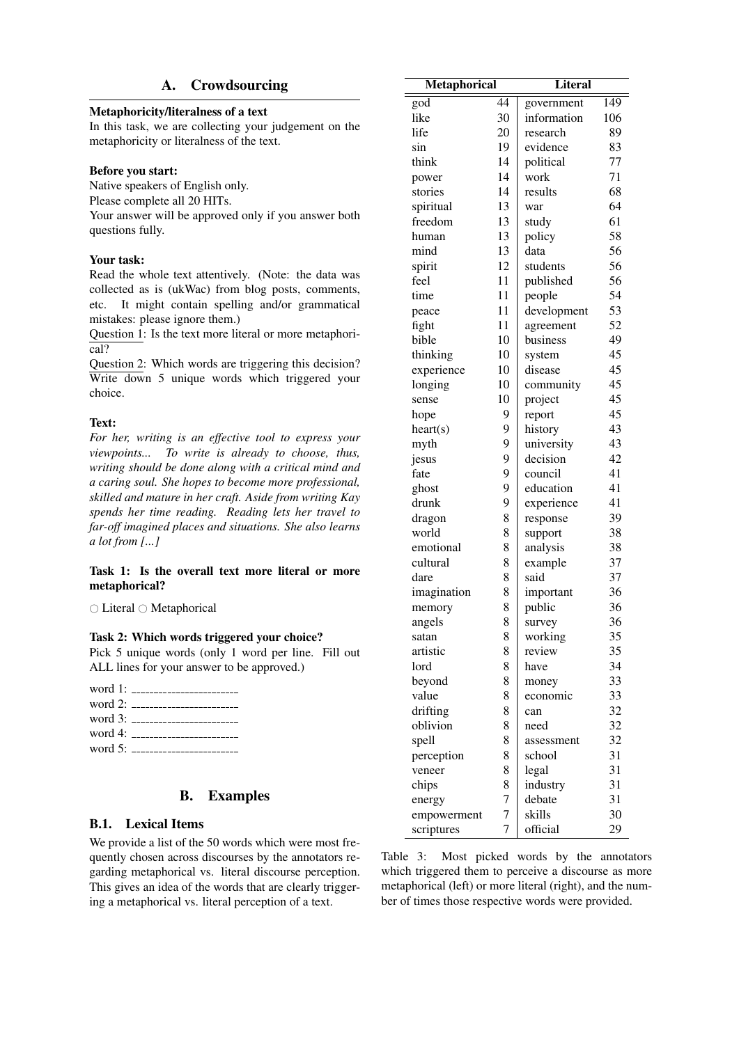## A. Crowdsourcing

**Metaphoricity/literalness of a text**
In this task, we are collecting your judgement on the metaphoricity or literalness of the text.

**Before you start:**
Native speakers of English only.
Please complete all 20 HITs.
Your answer will be approved only if you answer both questions fully.

**Your task:**
Read the whole text attentively. (Note: the data was collected as is (ukWac) from blog posts, comments, etc. It might contain spelling and/or grammatical mistakes: please ignore them.)
Question 1: Is the text more literal or more metaphorical?
Question 2: Which words are triggering this decision? Write down 5 unique words which triggered your choice.

**Text:**
*For her, writing is an effective tool to express your viewpoints... To write is already to choose, thus, writing should be done along with a critical mind and a caring soul. She hopes to become more professional, skilled and mature in her craft. Aside from writing Kay spends her time reading. Reading lets her travel to far-off imagined places and situations. She also learns a lot from [...]*

**Task 1: Is the overall text more literal or more metaphorical?**

○ Literal ○ Metaphorical

**Task 2: Which words triggered your choice?**
Pick 5 unique words (only 1 word per line. Fill out ALL lines for your answer to be approved.)

word 1: ____________________
word 2: ____________________
word 3: ____________________
word 4: ____________________
word 5: ____________________

## B. Examples

### B.1. Lexical Items

We provide a list of the 50 words which were most frequently chosen across discourses by the annotators regarding metaphorical vs. literal discourse perception. This gives an idea of the words that are clearly triggering a metaphorical vs. literal perception of a text.

| Metaphorical | | Literal | |
|---|---|---|---|
| god | 44 | government | 149 |
| like | 30 | information | 106 |
| life | 20 | research | 89 |
| sin | 19 | evidence | 83 |
| think | 14 | political | 77 |
| power | 14 | work | 71 |
| stories | 14 | results | 68 |
| spiritual | 13 | war | 64 |
| freedom | 13 | study | 61 |
| human | 13 | policy | 58 |
| mind | 13 | data | 56 |
| spirit | 12 | students | 56 |
| feel | 11 | published | 56 |
| time | 11 | people | 54 |
| peace | 11 | development | 53 |
| fight | 11 | agreement | 52 |
| bible | 10 | business | 49 |
| thinking | 10 | system | 45 |
| experience | 10 | disease | 45 |
| longing | 10 | community | 45 |
| sense | 10 | project | 45 |
| hope | 9 | report | 45 |
| heart(s) | 9 | history | 43 |
| myth | 9 | university | 43 |
| jesus | 9 | decision | 42 |
| fate | 9 | council | 41 |
| ghost | 9 | education | 41 |
| drunk | 9 | experience | 41 |
| dragon | 8 | response | 39 |
| world | 8 | support | 38 |
| emotional | 8 | analysis | 38 |
| cultural | 8 | example | 37 |
| dare | 8 | said | 37 |
| imagination | 8 | important | 36 |
| memory | 8 | public | 36 |
| angels | 8 | survey | 36 |
| satan | 8 | working | 35 |
| artistic | 8 | review | 35 |
| lord | 8 | have | 34 |
| beyond | 8 | money | 33 |
| value | 8 | economic | 33 |
| drifting | 8 | can | 32 |
| oblivion | 8 | need | 32 |
| spell | 8 | assessment | 32 |
| perception | 8 | school | 31 |
| veneer | 8 | legal | 31 |
| chips | 8 | industry | 31 |
| energy | 7 | debate | 31 |
| empowerment | 7 | skills | 30 |
| scriptures | 7 | official | 29 |

Table 3: Most picked words by the annotators which triggered them to perceive a discourse as more metaphorical (left) or more literal (right), and the number of times those respective words were provided.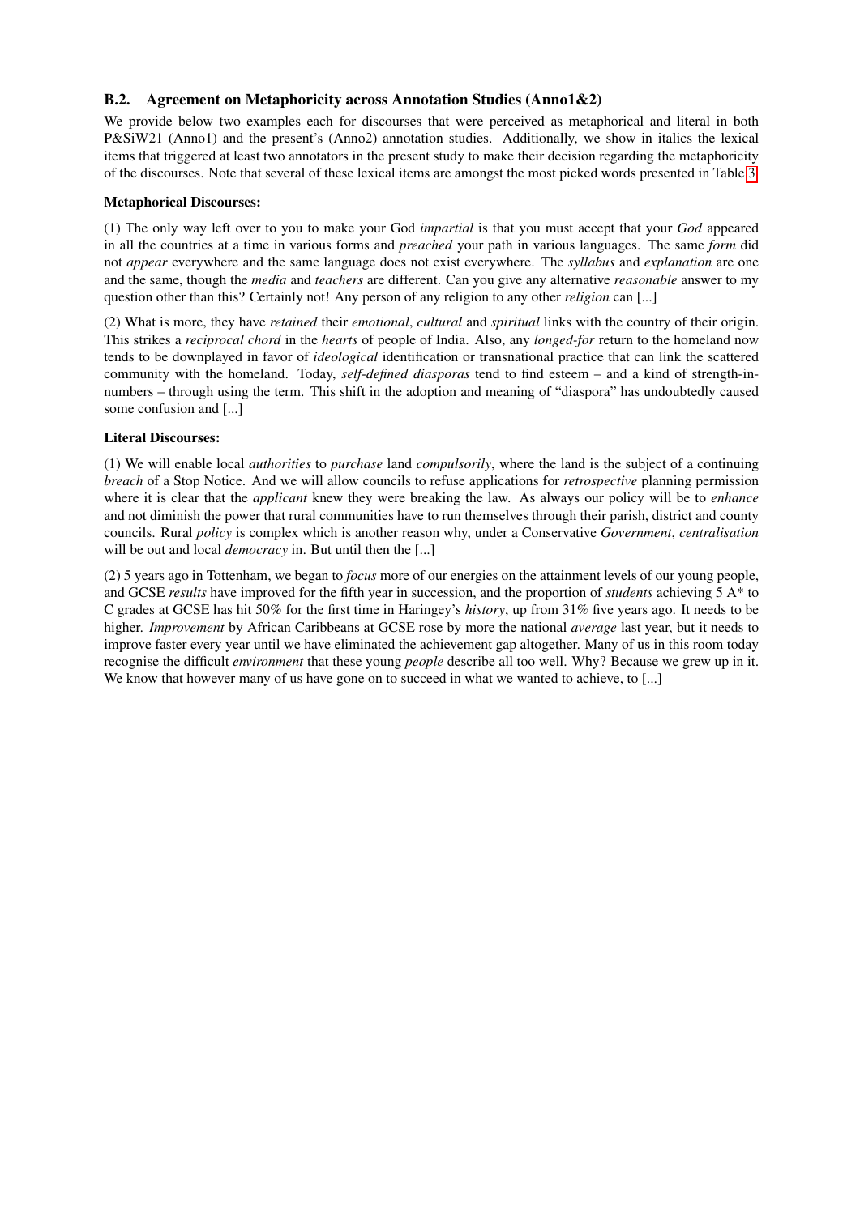### B.2. Agreement on Metaphoricity across Annotation Studies (Anno1&2)

We provide below two examples each for discourses that were perceived as metaphorical and literal in both P&SiW21 (Anno1) and the present's (Anno2) annotation studies. Additionally, we show in italics the lexical items that triggered at least two annotators in the present study to make their decision regarding the metaphoricity of the discourses. Note that several of these lexical items are amongst the most picked words presented in Table 3.

**Metaphorical Discourses:**

(1) The only way left over to you to make your God *impartial* is that you must accept that your *God* appeared in all the countries at a time in various forms and *preached* your path in various languages. The same *form* did not *appear* everywhere and the same language does not exist everywhere. The *syllabus* and *explanation* are one and the same, though the *media* and *teachers* are different. Can you give any alternative *reasonable* answer to my question other than this? Certainly not! Any person of any religion to any other *religion* can [...]

(2) What is more, they have *retained* their *emotional*, *cultural* and *spiritual* links with the country of their origin. This strikes a *reciprocal chord* in the *hearts* of people of India. Also, any *longed-for* return to the homeland now tends to be downplayed in favor of *ideological* identification or transnational practice that can link the scattered community with the homeland. Today, *self-defined diasporas* tend to find esteem – and a kind of strength-in-numbers – through using the term. This shift in the adoption and meaning of "diaspora" has undoubtedly caused some confusion and [...]

**Literal Discourses:**

(1) We will enable local *authorities* to *purchase* land *compulsorily*, where the land is the subject of a continuing *breach* of a Stop Notice. And we will allow councils to refuse applications for *retrospective* planning permission where it is clear that the *applicant* knew they were breaking the law. As always our policy will be to *enhance* and not diminish the power that rural communities have to run themselves through their parish, district and county councils. Rural *policy* is complex which is another reason why, under a Conservative *Government*, *centralisation* will be out and local *democracy* in. But until then the [...]

(2) 5 years ago in Tottenham, we began to *focus* more of our energies on the attainment levels of our young people, and GCSE *results* have improved for the fifth year in succession, and the proportion of *students* achieving 5 A* to C grades at GCSE has hit 50% for the first time in Haringey's *history*, up from 31% five years ago. It needs to be higher. *Improvement* by African Caribbeans at GCSE rose by more the national *average* last year, but it needs to improve faster every year until we have eliminated the achievement gap altogether. Many of us in this room today recognise the difficult *environment* that these young *people* describe all too well. Why? Because we grew up in it. We know that however many of us have gone on to succeed in what we wanted to achieve, to [...]